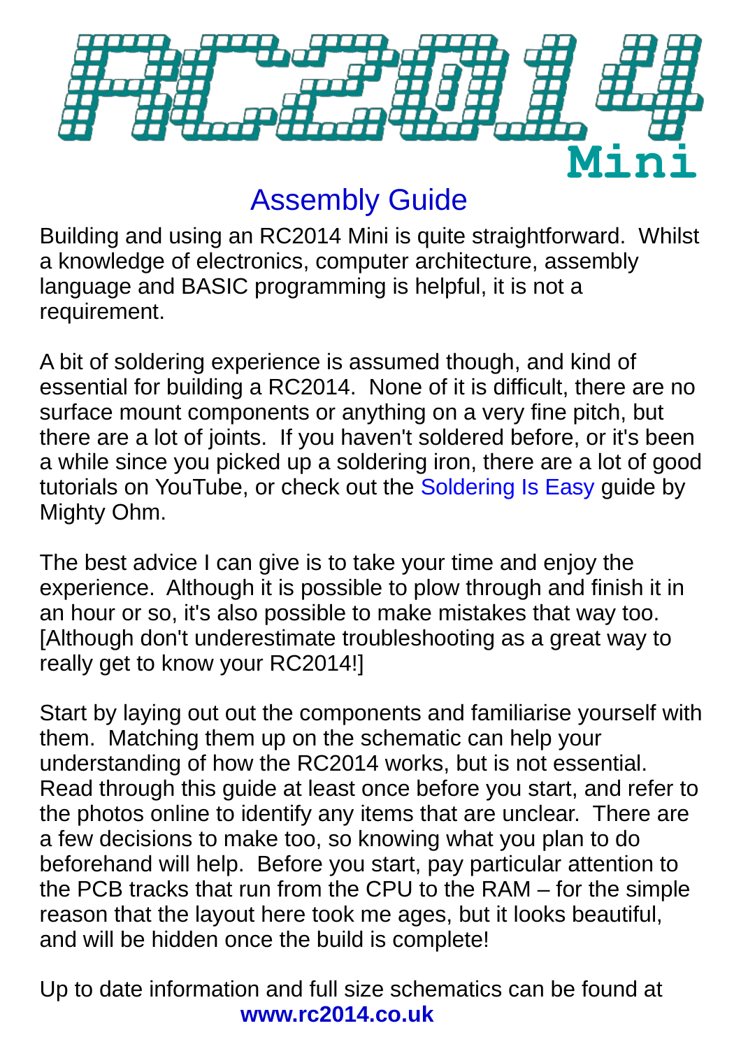# RC2014 Mini

## Assembly Guide

Building and using an RC2014 Mini is quite straightforward. Whilst a knowledge of electronics, computer architecture, assembly language and BASIC programming is helpful, it is not a requirement.

A bit of soldering experience is assumed though, and kind of essential for building a RC2014. None of it is difficult, there are no surface mount components or anything on a very fine pitch, but there are a lot of joints. If you haven't soldered before, or it's been a while since you picked up a soldering iron, there are a lot of good tutorials on YouTube, or check out the Soldering Is Easy guide by Mighty Ohm.

The best advice I can give is to take your time and enjoy the experience. Although it is possible to plow through and finish it in an hour or so, it's also possible to make mistakes that way too. [Although don't underestimate troubleshooting as a great way to really get to know your RC2014!]

Start by laying out out the components and familiarise yourself with them. Matching them up on the schematic can help your understanding of how the RC2014 works, but is not essential. Read through this guide at least once before you start, and refer to the photos online to identify any items that are unclear. There are a few decisions to make too, so knowing what you plan to do beforehand will help. Before you start, pay particular attention to the PCB tracks that run from the CPU to the RAM – for the simple reason that the layout here took me ages, but it looks beautiful, and will be hidden once the build is complete!

Up to date information and full size schematics can be found at **www.rc2014.co.uk**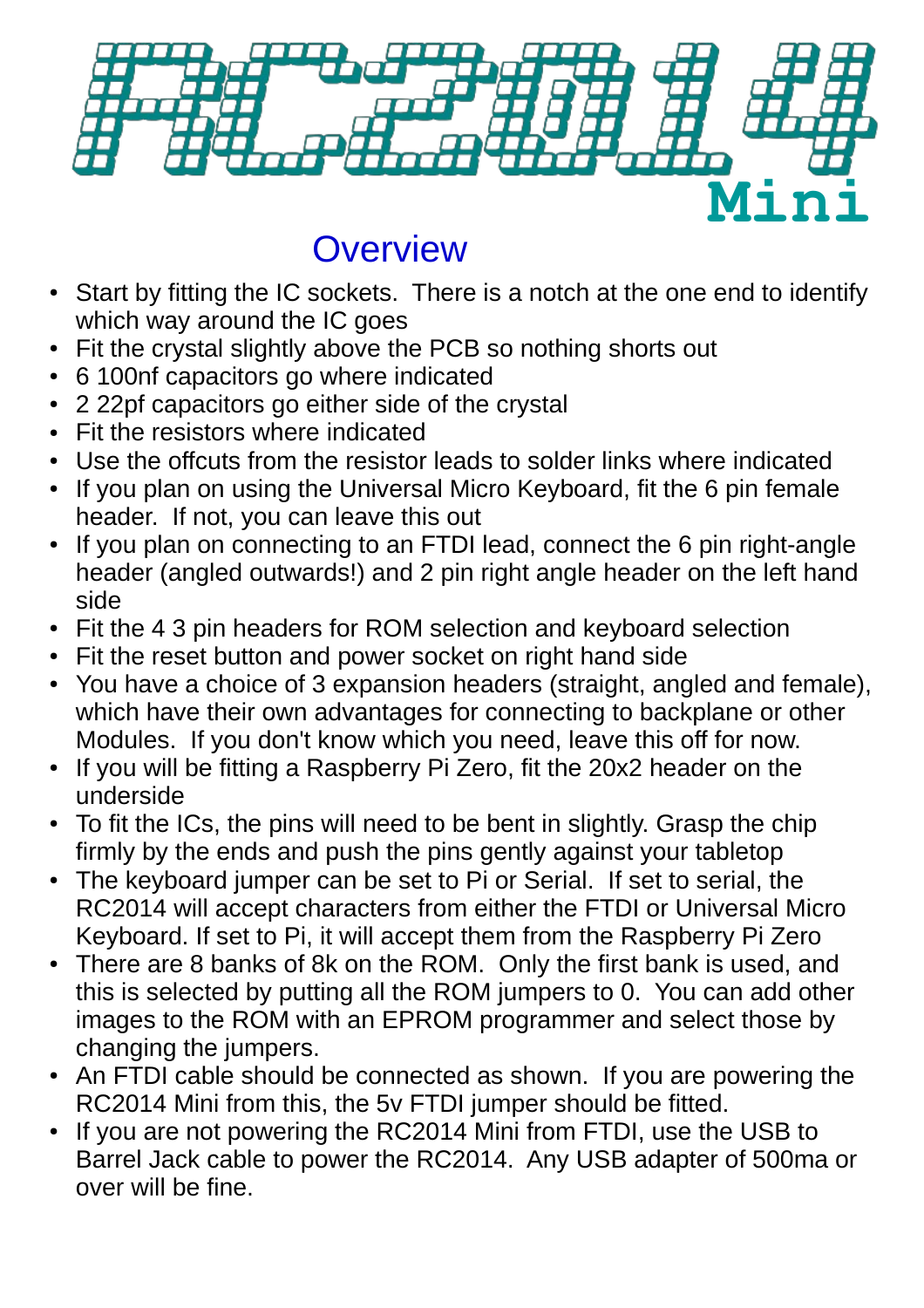# RC2014 Mini

## Overview

- Start by fitting the IC sockets. There is a notch at the one end to identify which way around the IC goes
- Fit the crystal slightly above the PCB so nothing shorts out
- 6 100nf capacitors go where indicated
- 2 22pf capacitors go either side of the crystal
- Fit the resistors where indicated
- Use the offcuts from the resistor leads to solder links where indicated
- If you plan on using the Universal Micro Keyboard, fit the 6 pin female header. If not, you can leave this out
- If you plan on connecting to an FTDI lead, connect the 6 pin right-angle header (angled outwards!) and 2 pin right angle header on the left hand side
- Fit the 4 3 pin headers for ROM selection and keyboard selection
- Fit the reset button and power socket on right hand side
- You have a choice of 3 expansion headers (straight, angled and female), which have their own advantages for connecting to backplane or other Modules. If you don't know which you need, leave this off for now.
- If you will be fitting a Raspberry Pi Zero, fit the 20x2 header on the underside
- To fit the ICs, the pins will need to be bent in slightly. Grasp the chip firmly by the ends and push the pins gently against your tabletop
- The keyboard jumper can be set to Pi or Serial. If set to serial, the RC2014 will accept characters from either the FTDI or Universal Micro Keyboard. If set to Pi, it will accept them from the Raspberry Pi Zero
- There are 8 banks of 8k on the ROM. Only the first bank is used, and this is selected by putting all the ROM jumpers to 0. You can add other images to the ROM with an EPROM programmer and select those by changing the jumpers.
- An FTDI cable should be connected as shown. If you are powering the RC2014 Mini from this, the 5v FTDI jumper should be fitted.
- If you are not powering the RC2014 Mini from FTDI, use the USB to Barrel Jack cable to power the RC2014. Any USB adapter of 500ma or over will be fine.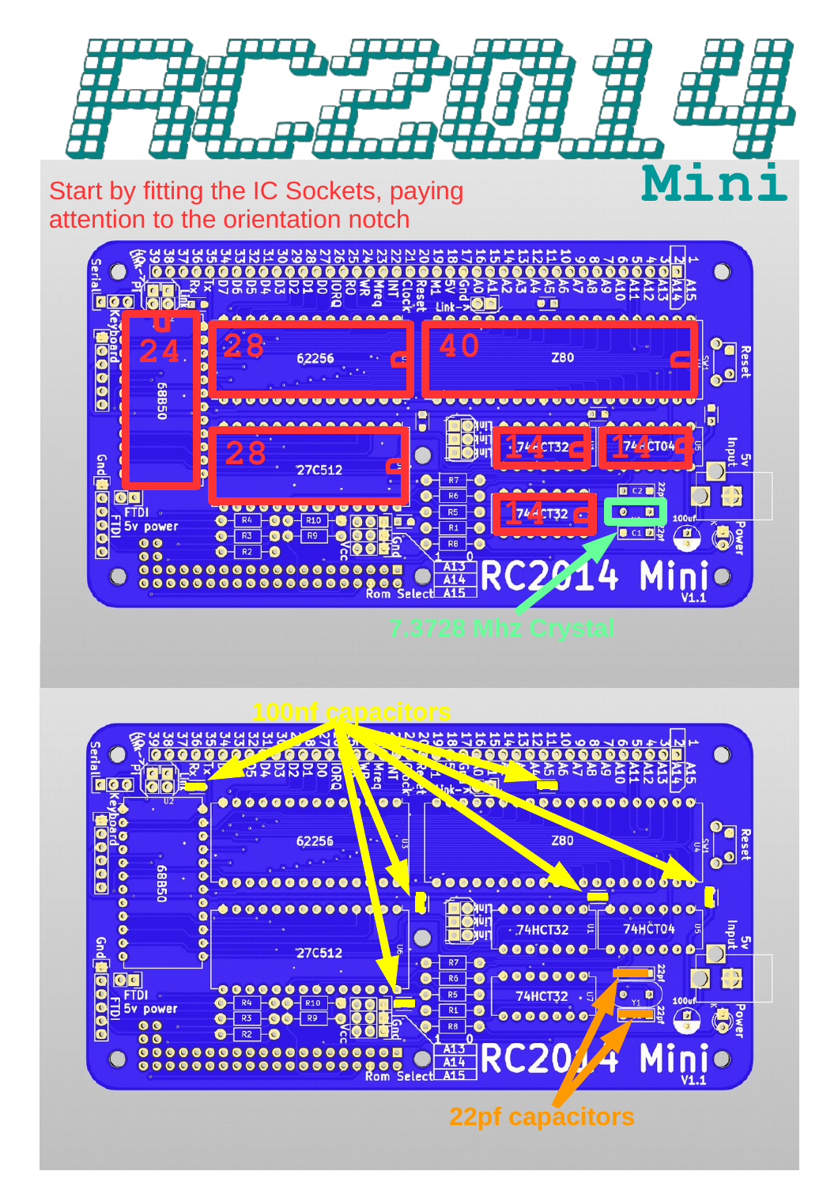# RC2014 Mini

Start by fitting the IC Sockets, paying attention to the orientation notch

24 28 40 28 14 14 14

7.3728 Mhz Crystal

100nf capacitors

22pf capacitors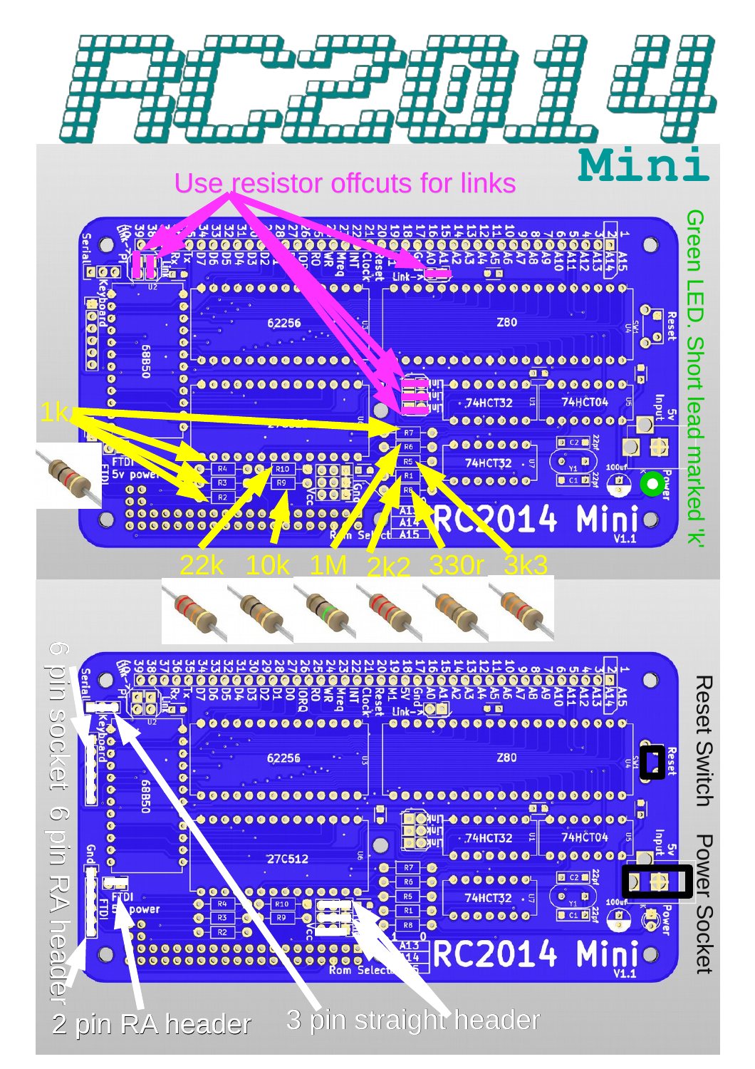# RC2014 Mini

Use resistor offcuts for links

1k

22k 10k 1M 2k2 330r 3k3

Green LED. Short lead marked 'k'

6 pin socket 6 pin RA header

2 pin RA header

3 pin straight header

Reset Switch

Power Socket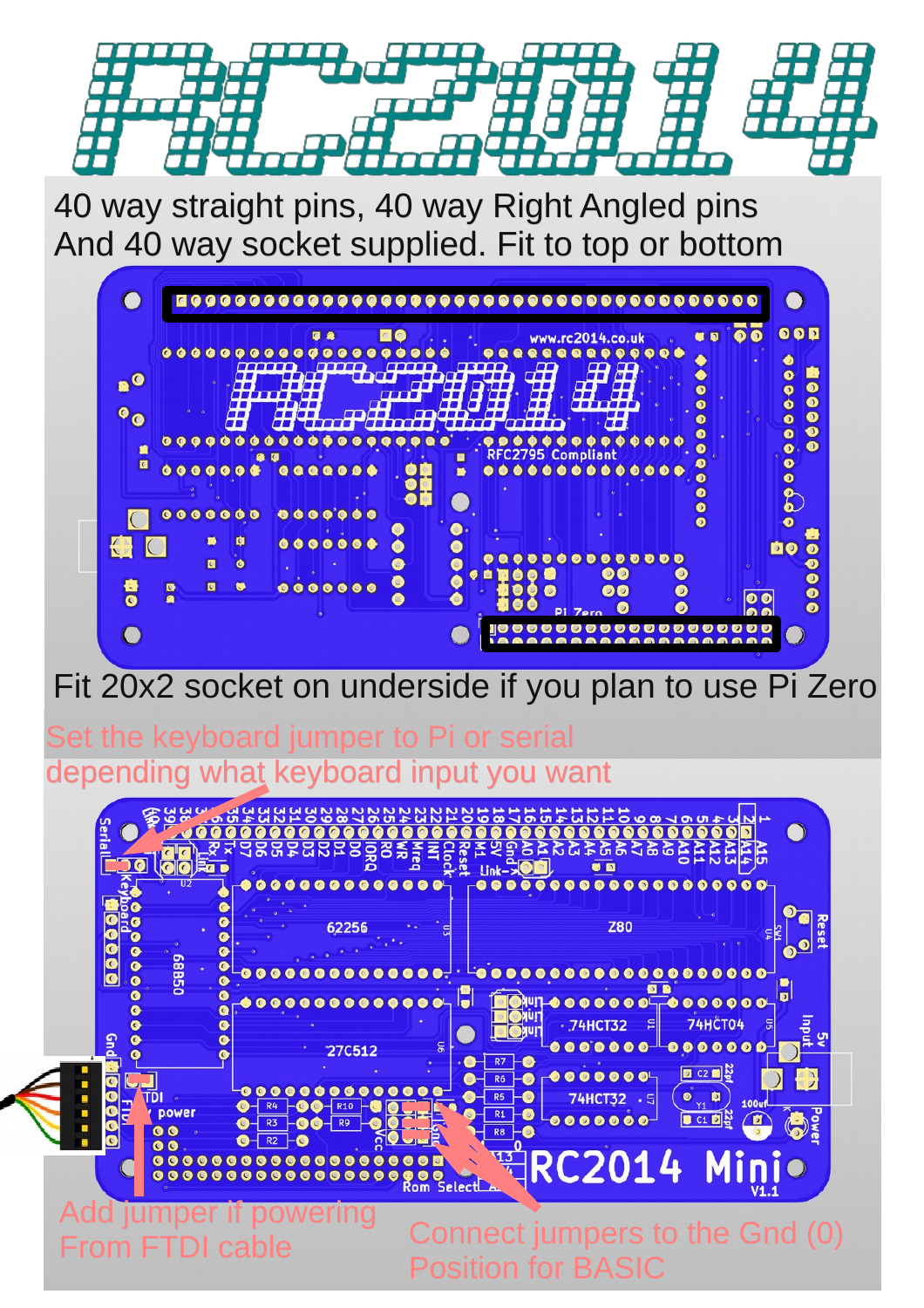# RC2014

40 way straight pins, 40 way Right Angled pins
And 40 way socket supplied. Fit to top or bottom

Fit 20x2 socket on underside if you plan to use Pi Zero

Set the keyboard jumper to Pi or serial
depending what keyboard input you want

Add jumper if powering
From FTDI cable

Connect jumpers to the Gnd (0)
Position for BASIC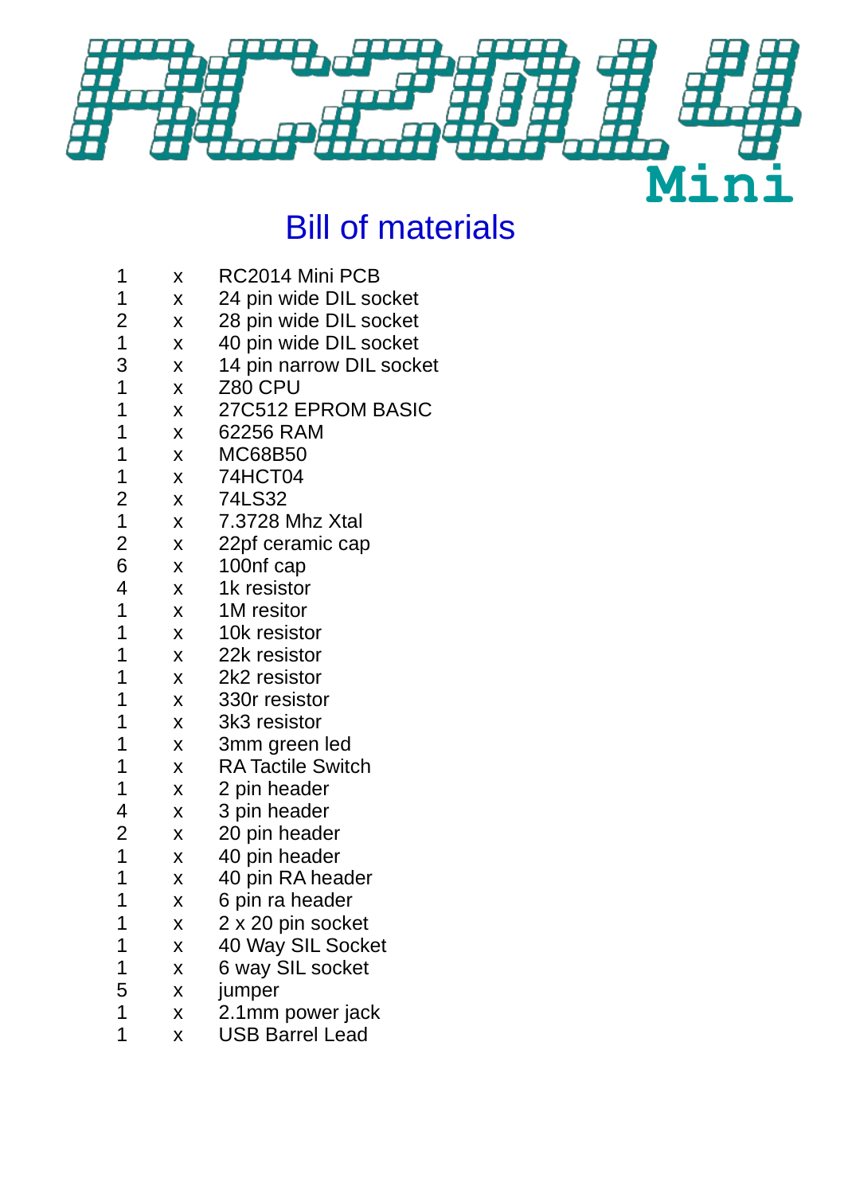# RC2014 Mini

## Bill of materials

| | | |
|---|---|---|
| 1 | x | RC2014 Mini PCB |
| 1 | x | 24 pin wide DIL socket |
| 2 | x | 28 pin wide DIL socket |
| 1 | x | 40 pin wide DIL socket |
| 3 | x | 14 pin narrow DIL socket |
| 1 | x | Z80 CPU |
| 1 | x | 27C512 EPROM BASIC |
| 1 | x | 62256 RAM |
| 1 | x | MC68B50 |
| 1 | x | 74HCT04 |
| 2 | x | 74LS32 |
| 1 | x | 7.3728 Mhz Xtal |
| 2 | x | 22pf ceramic cap |
| 6 | x | 100nf cap |
| 4 | x | 1k resistor |
| 1 | x | 1M resitor |
| 1 | x | 10k resistor |
| 1 | x | 22k resistor |
| 1 | x | 2k2 resistor |
| 1 | x | 330r resistor |
| 1 | x | 3k3 resistor |
| 1 | x | 3mm green led |
| 1 | x | RA Tactile Switch |
| 1 | x | 2 pin header |
| 4 | x | 3 pin header |
| 2 | x | 20 pin header |
| 1 | x | 40 pin header |
| 1 | x | 40 pin RA header |
| 1 | x | 6 pin ra header |
| 1 | x | 2 x 20 pin socket |
| 1 | x | 40 Way SIL Socket |
| 1 | x | 6 way SIL socket |
| 5 | x | jumper |
| 1 | x | 2.1mm power jack |
| 1 | x | USB Barrel Lead |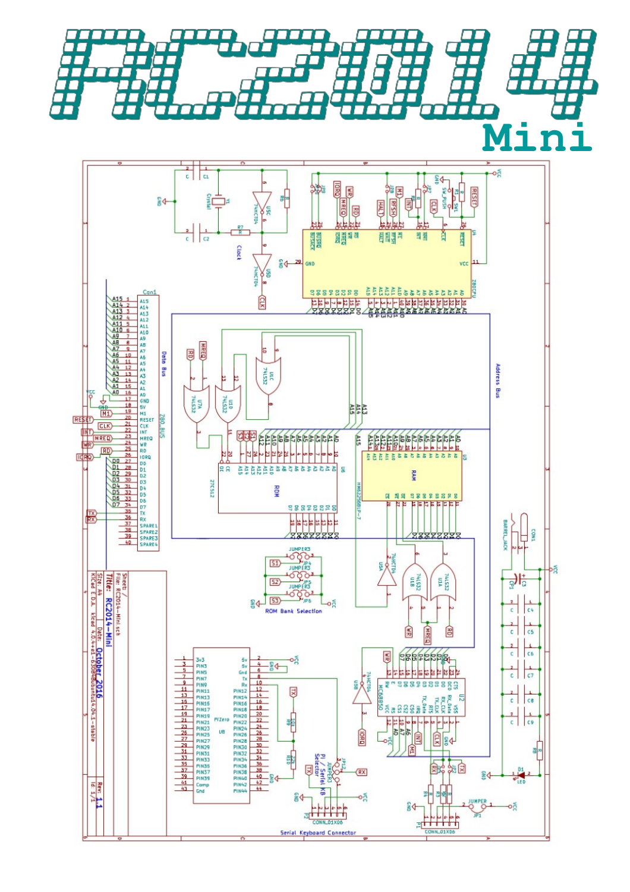# RC2014 Mini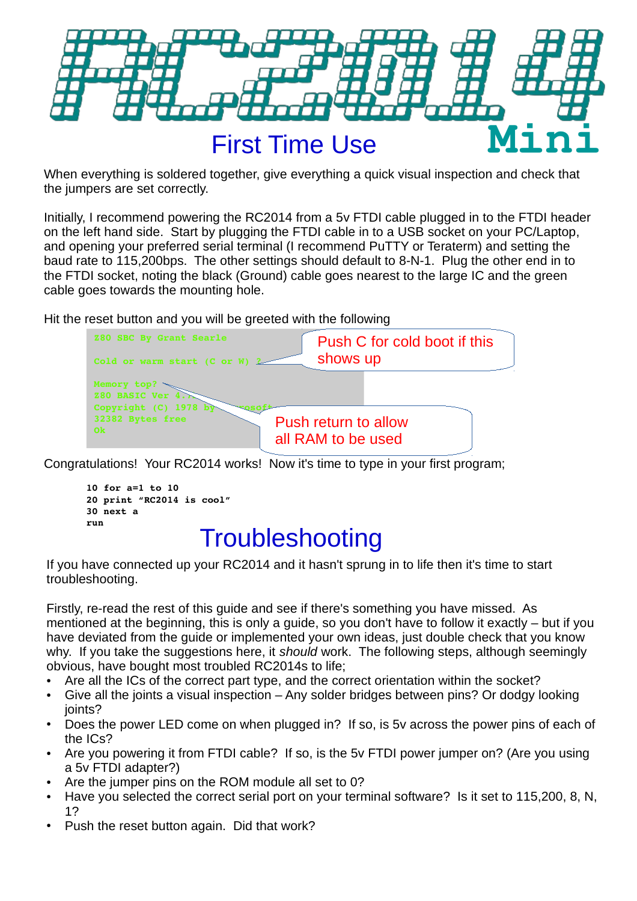# RC2014 Mini

## First Time Use

When everything is soldered together, give everything a quick visual inspection and check that the jumpers are set correctly.

Initially, I recommend powering the RC2014 from a 5v FTDI cable plugged in to the FTDI header on the left hand side. Start by plugging the FTDI cable in to a USB socket on your PC/Laptop, and opening your preferred serial terminal (I recommend PuTTY or Teraterm) and setting the baud rate to 115,200bps. The other settings should default to 8-N-1. Plug the other end in to the FTDI socket, noting the black (Ground) cable goes nearest to the large IC and the green cable goes towards the mounting hole.

Hit the reset button and you will be greeted with the following

```
Z80 SBC By Grant Searle

Cold or warm start (C or W) ?

Memory top?
Z80 BASIC Ver 4.7
Copyright (C) 1978 by Microsoft
32382 Bytes free
Ok
```

Push C for cold boot if this shows up

Push return to allow all RAM to be used

Congratulations! Your RC2014 works! Now it's time to type in your first program;

```
10 for a=1 to 10
20 print "RC2014 is cool"
30 next a
run
```

## Troubleshooting

If you have connected up your RC2014 and it hasn't sprung in to life then it's time to start troubleshooting.

Firstly, re-read the rest of this guide and see if there's something you have missed. As mentioned at the beginning, this is only a guide, so you don't have to follow it exactly – but if you have deviated from the guide or implemented your own ideas, just double check that you know why. If you take the suggestions here, it *should* work. The following steps, although seemingly obvious, have bought most troubled RC2014s to life;

- Are all the ICs of the correct part type, and the correct orientation within the socket?
- Give all the joints a visual inspection – Any solder bridges between pins? Or dodgy looking joints?
- Does the power LED come on when plugged in? If so, is 5v across the power pins of each of the ICs?
- Are you powering it from FTDI cable? If so, is the 5v FTDI power jumper on? (Are you using a 5v FTDI adapter?)
- Are the jumper pins on the ROM module all set to 0?
- Have you selected the correct serial port on your terminal software? Is it set to 115,200, 8, N, 1?
- Push the reset button again. Did that work?